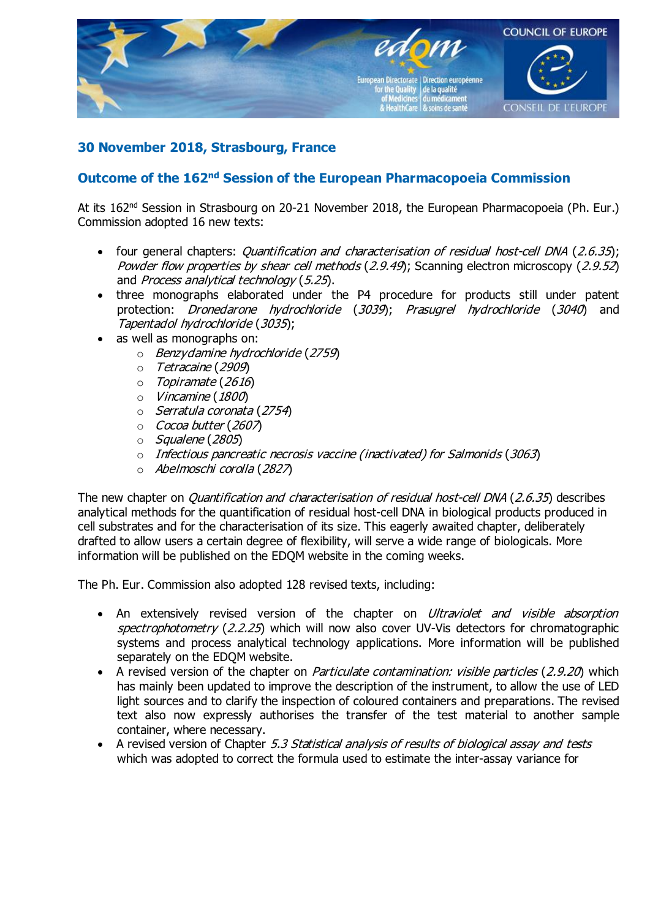## 30 November 2018, Strasbourg, France

## Outcome of the 162nd Session of the European Pharmacopoeia Commission

At its 162nd Session in Strasbourg on 20-21 November 2018, the European Pharmacopoeia (Ph. Eur.) Commission adopted 16 new texts:

- four general chapters: *Quantification and characterisation of residual host-cell DNA* (*2.6.35*); *Powder flow properties by shear cell methods* (*2.9.49*); Scanning electron microscopy (*2.9.52*) and *Process analytical technology* (*5.25*).
- three monographs elaborated under the P4 procedure for products still under patent protection: *Dronedarone hydrochloride* (*3039*); *Prasugrel hydrochloride* (*3040*) and *Tapentadol hydrochloride* (*3035*);
- as well as monographs on:
  - *Benzydamine hydrochloride* (*2759*)
  - *Tetracaine* (*2909*)
  - *Topiramate* (*2616*)
  - *Vincamine* (*1800*)
  - *Serratula coronata* (*2754*)
  - *Cocoa butter* (*2607*)
  - *Squalene* (*2805*)
  - *Infectious pancreatic necrosis vaccine (inactivated) for Salmonids* (*3063*)
  - *Abelmoschi corolla* (*2827*)

The new chapter on *Quantification and characterisation of residual host-cell DNA* (*2.6.35*) describes analytical methods for the quantification of residual host-cell DNA in biological products produced in cell substrates and for the characterisation of its size. This eagerly awaited chapter, deliberately drafted to allow users a certain degree of flexibility, will serve a wide range of biologicals. More information will be published on the EDQM website in the coming weeks.

The Ph. Eur. Commission also adopted 128 revised texts, including:

- An extensively revised version of the chapter on *Ultraviolet and visible absorption spectrophotometry* (*2.2.25*) which will now also cover UV-Vis detectors for chromatographic systems and process analytical technology applications. More information will be published separately on the EDQM website.
- A revised version of the chapter on *Particulate contamination: visible particles* (*2.9.20*) which has mainly been updated to improve the description of the instrument, to allow the use of LED light sources and to clarify the inspection of coloured containers and preparations. The revised text also now expressly authorises the transfer of the test material to another sample container, where necessary.
- A revised version of Chapter *5.3 Statistical analysis of results of biological assay and tests* which was adopted to correct the formula used to estimate the inter-assay variance for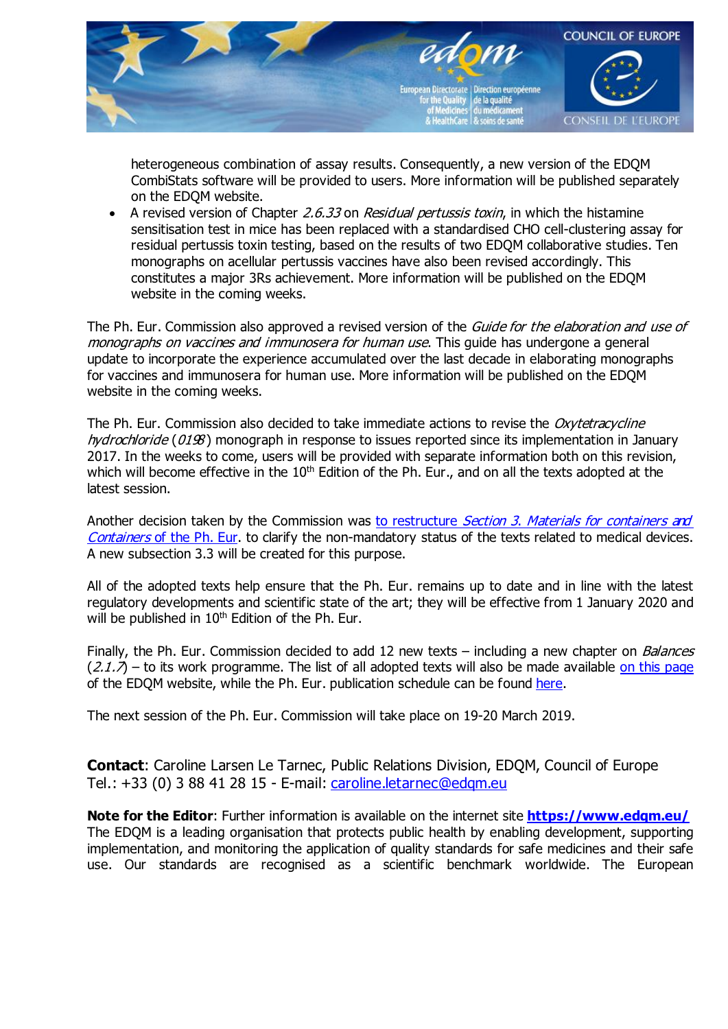heterogeneous combination of assay results. Consequently, a new version of the EDQM CombiStats software will be provided to users. More information will be published separately on the EDQM website.

- A revised version of Chapter *2.6.33* on *Residual pertussis toxin*, in which the histamine sensitisation test in mice has been replaced with a standardised CHO cell-clustering assay for residual pertussis toxin testing, based on the results of two EDQM collaborative studies. Ten monographs on acellular pertussis vaccines have also been revised accordingly. This constitutes a major 3Rs achievement. More information will be published on the EDQM website in the coming weeks.

The Ph. Eur. Commission also approved a revised version of the *Guide for the elaboration and use of monographs on vaccines and immunosera for human use*. This guide has undergone a general update to incorporate the experience accumulated over the last decade in elaborating monographs for vaccines and immunosera for human use. More information will be published on the EDQM website in the coming weeks.

The Ph. Eur. Commission also decided to take immediate actions to revise the *Oxytetracycline hydrochloride* (*0198*) monograph in response to issues reported since its implementation in January 2017. In the weeks to come, users will be provided with separate information both on this revision, which will become effective in the 10th Edition of the Ph. Eur., and on all the texts adopted at the latest session.

Another decision taken by the Commission was to restructure *Section 3. Materials for containers and Containers* of the Ph. Eur. to clarify the non-mandatory status of the texts related to medical devices. A new subsection 3.3 will be created for this purpose.

All of the adopted texts help ensure that the Ph. Eur. remains up to date and in line with the latest regulatory developments and scientific state of the art; they will be effective from 1 January 2020 and will be published in 10th Edition of the Ph. Eur.

Finally, the Ph. Eur. Commission decided to add 12 new texts – including a new chapter on *Balances* (*2.1.7*) – to its work programme. The list of all adopted texts will also be made available on this page of the EDQM website, while the Ph. Eur. publication schedule can be found here.

The next session of the Ph. Eur. Commission will take place on 19-20 March 2019.

**Contact**: Caroline Larsen Le Tarnec, Public Relations Division, EDQM, Council of Europe
Tel.: +33 (0) 3 88 41 28 15 - E-mail: caroline.letarnec@edqm.eu

**Note for the Editor**: Further information is available on the internet site **https://www.edqm.eu/**
The EDQM is a leading organisation that protects public health by enabling development, supporting implementation, and monitoring the application of quality standards for safe medicines and their safe use. Our standards are recognised as a scientific benchmark worldwide. The European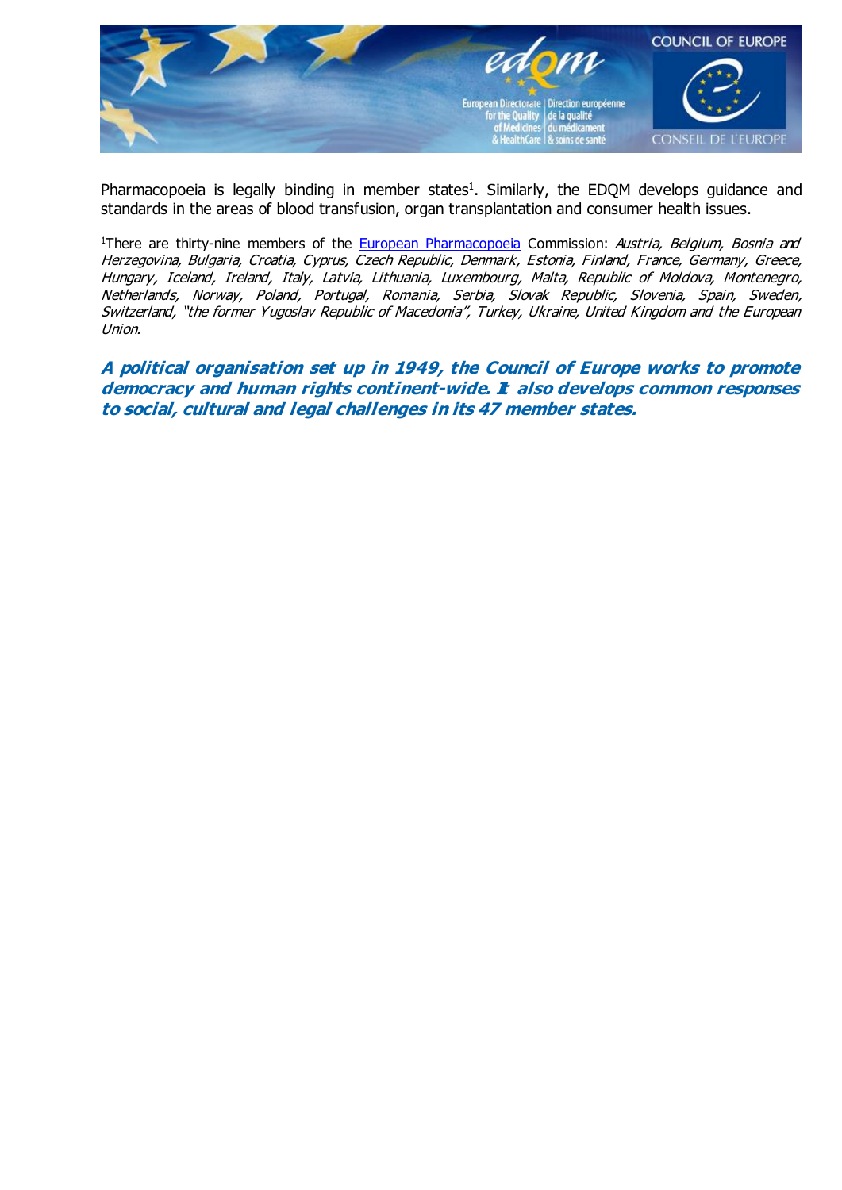Pharmacopoeia is legally binding in member states[1]. Similarly, the EDQM develops guidance and standards in the areas of blood transfusion, organ transplantation and consumer health issues.

[1]There are thirty-nine members of the European Pharmacopoeia Commission: *Austria, Belgium, Bosnia and Herzegovina, Bulgaria, Croatia, Cyprus, Czech Republic, Denmark, Estonia, Finland, France, Germany, Greece, Hungary, Iceland, Ireland, Italy, Latvia, Lithuania, Luxembourg, Malta, Republic of Moldova, Montenegro, Netherlands, Norway, Poland, Portugal, Romania, Serbia, Slovak Republic, Slovenia, Spain, Sweden, Switzerland, "the former Yugoslav Republic of Macedonia", Turkey, Ukraine, United Kingdom and the European Union.*

***A political organisation set up in 1949, the Council of Europe works to promote democracy and human rights continent-wide. It also develops common responses to social, cultural and legal challenges in its 47 member states.***